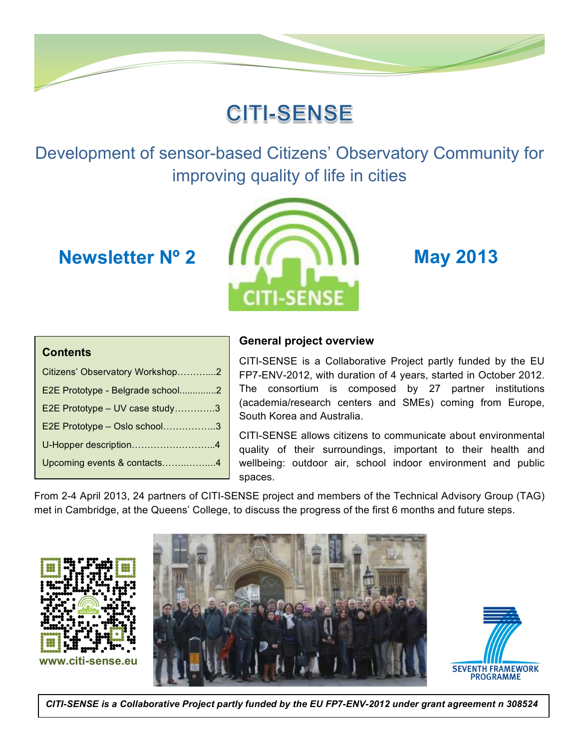# CITI-SENSE

## Development of sensor-based Citizens' Observatory Community for improving quality of life in cities

**Newsletter Nº 2** **May 2013**

### Contents

- Citizens' Observatory Workshop………....2
- E2E Prototype - Belgrade school..............2
- E2E Prototype – UV case study………….3
- E2E Prototype – Oslo school……………..3
- U-Hopper description……………………..4
- Upcoming events & contacts……..……...4

### General project overview

CITI-SENSE is a Collaborative Project partly funded by the EU FP7-ENV-2012, with duration of 4 years, started in October 2012. The consortium is composed by 27 partner institutions (academia/research centers and SMEs) coming from Europe, South Korea and Australia.

CITI-SENSE allows citizens to communicate about environmental quality of their surroundings, important to their health and wellbeing: outdoor air, school indoor environment and public spaces.

From 2-4 April 2013, 24 partners of CITI-SENSE project and members of the Technical Advisory Group (TAG) met in Cambridge, at the Queens' College, to discuss the progress of the first 6 months and future steps.

www.citi-sense.eu

SEVENTH FRAMEWORK PROGRAMME

*CITI-SENSE is a Collaborative Project partly funded by the EU FP7-ENV-2012 under grant agreement n 308524*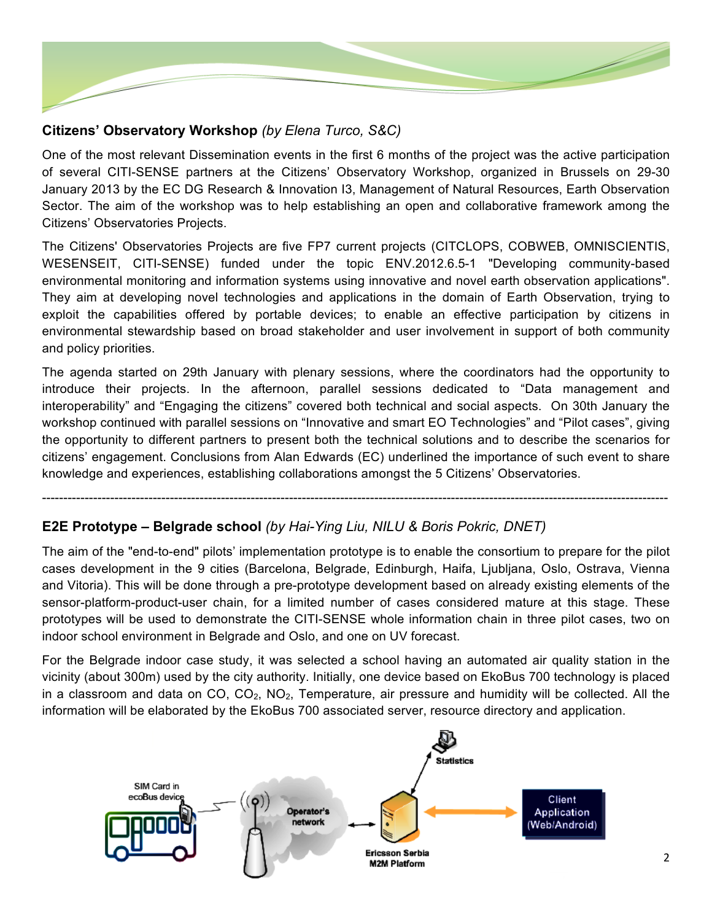## Citizens' Observatory Workshop *(by Elena Turco, S&C)*

One of the most relevant Dissemination events in the first 6 months of the project was the active participation of several CITI-SENSE partners at the Citizens' Observatory Workshop, organized in Brussels on 29-30 January 2013 by the EC DG Research & Innovation I3, Management of Natural Resources, Earth Observation Sector. The aim of the workshop was to help establishing an open and collaborative framework among the Citizens' Observatories Projects.

The Citizens' Observatories Projects are five FP7 current projects (CITCLOPS, COBWEB, OMNISCIENTIS, WESENSEIT, CITI-SENSE) funded under the topic ENV.2012.6.5-1 "Developing community-based environmental monitoring and information systems using innovative and novel earth observation applications". They aim at developing novel technologies and applications in the domain of Earth Observation, trying to exploit the capabilities offered by portable devices; to enable an effective participation by citizens in environmental stewardship based on broad stakeholder and user involvement in support of both community and policy priorities.

The agenda started on 29th January with plenary sessions, where the coordinators had the opportunity to introduce their projects. In the afternoon, parallel sessions dedicated to "Data management and interoperability" and "Engaging the citizens" covered both technical and social aspects. On 30th January the workshop continued with parallel sessions on "Innovative and smart EO Technologies" and "Pilot cases", giving the opportunity to different partners to present both the technical solutions and to describe the scenarios for citizens' engagement. Conclusions from Alan Edwards (EC) underlined the importance of such event to share knowledge and experiences, establishing collaborations amongst the 5 Citizens' Observatories.

---

## E2E Prototype – Belgrade school *(by Hai-Ying Liu, NILU & Boris Pokric, DNET)*

The aim of the "end-to-end" pilots' implementation prototype is to enable the consortium to prepare for the pilot cases development in the 9 cities (Barcelona, Belgrade, Edinburgh, Haifa, Ljubljana, Oslo, Ostrava, Vienna and Vitoria). This will be done through a pre-prototype development based on already existing elements of the sensor-platform-product-user chain, for a limited number of cases considered mature at this stage. These prototypes will be used to demonstrate the CITI-SENSE whole information chain in three pilot cases, two on indoor school environment in Belgrade and Oslo, and one on UV forecast.

For the Belgrade indoor case study, it was selected a school having an automated air quality station in the vicinity (about 300m) used by the city authority. Initially, one device based on EkoBus 700 technology is placed in a classroom and data on CO, $CO_2$, $NO_2$, Temperature, air pressure and humidity will be collected. All the information will be elaborated by the EkoBus 700 associated server, resource directory and application.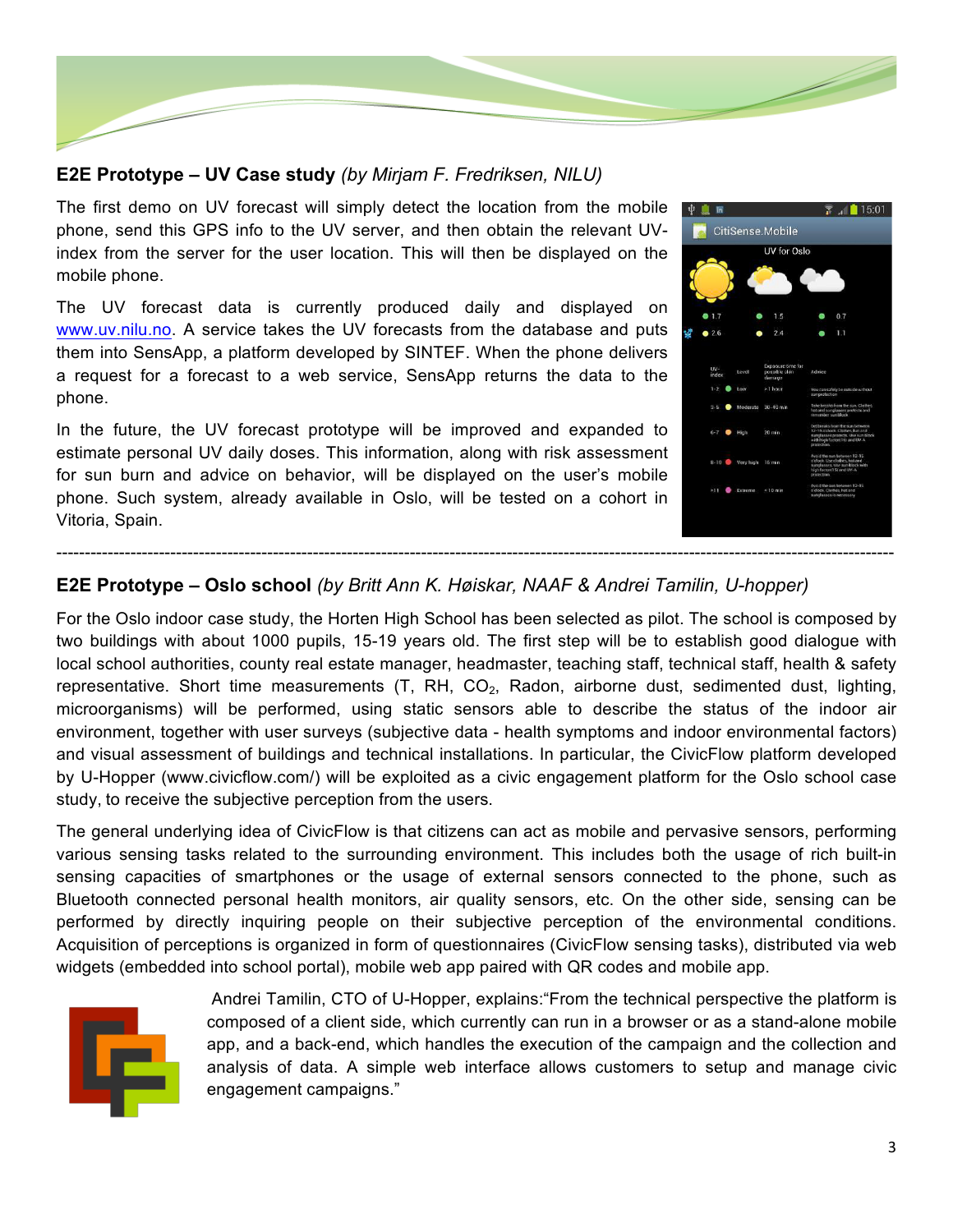## **E2E Prototype – UV Case study** *(by Mirjam F. Fredriksen, NILU)*

The first demo on UV forecast will simply detect the location from the mobile phone, send this GPS info to the UV server, and then obtain the relevant UV-index from the server for the user location. This will then be displayed on the mobile phone.

The UV forecast data is currently produced daily and displayed on www.uv.nilu.no. A service takes the UV forecasts from the database and puts them into SensApp, a platform developed by SINTEF. When the phone delivers a request for a forecast to a web service, SensApp returns the data to the phone.

In the future, the UV forecast prototype will be improved and expanded to estimate personal UV daily doses. This information, along with risk assessment for sun burn and advice on behavior, will be displayed on the user's mobile phone. Such system, already available in Oslo, will be tested on a cohort in Vitoria, Spain.

---

## **E2E Prototype – Oslo school** *(by Britt Ann K. Høiskar, NAAF & Andrei Tamilin, U-hopper)*

For the Oslo indoor case study, the Horten High School has been selected as pilot. The school is composed by two buildings with about 1000 pupils, 15-19 years old. The first step will be to establish good dialogue with local school authorities, county real estate manager, headmaster, teaching staff, technical staff, health & safety representative. Short time measurements (T, RH, $CO_2$, Radon, airborne dust, sedimented dust, lighting, microorganisms) will be performed, using static sensors able to describe the status of the indoor air environment, together with user surveys (subjective data - health symptoms and indoor environmental factors) and visual assessment of buildings and technical installations. In particular, the CivicFlow platform developed by U-Hopper (www.civicflow.com/) will be exploited as a civic engagement platform for the Oslo school case study, to receive the subjective perception from the users.

The general underlying idea of CivicFlow is that citizens can act as mobile and pervasive sensors, performing various sensing tasks related to the surrounding environment. This includes both the usage of rich built-in sensing capacities of smartphones or the usage of external sensors connected to the phone, such as Bluetooth connected personal health monitors, air quality sensors, etc. On the other side, sensing can be performed by directly inquiring people on their subjective perception of the environmental conditions. Acquisition of perceptions is organized in form of questionnaires (CivicFlow sensing tasks), distributed via web widgets (embedded into school portal), mobile web app paired with QR codes and mobile app.

Andrei Tamilin, CTO of U-Hopper, explains:"From the technical perspective the platform is composed of a client side, which currently can run in a browser or as a stand-alone mobile app, and a back-end, which handles the execution of the campaign and the collection and analysis of data. A simple web interface allows customers to setup and manage civic engagement campaigns."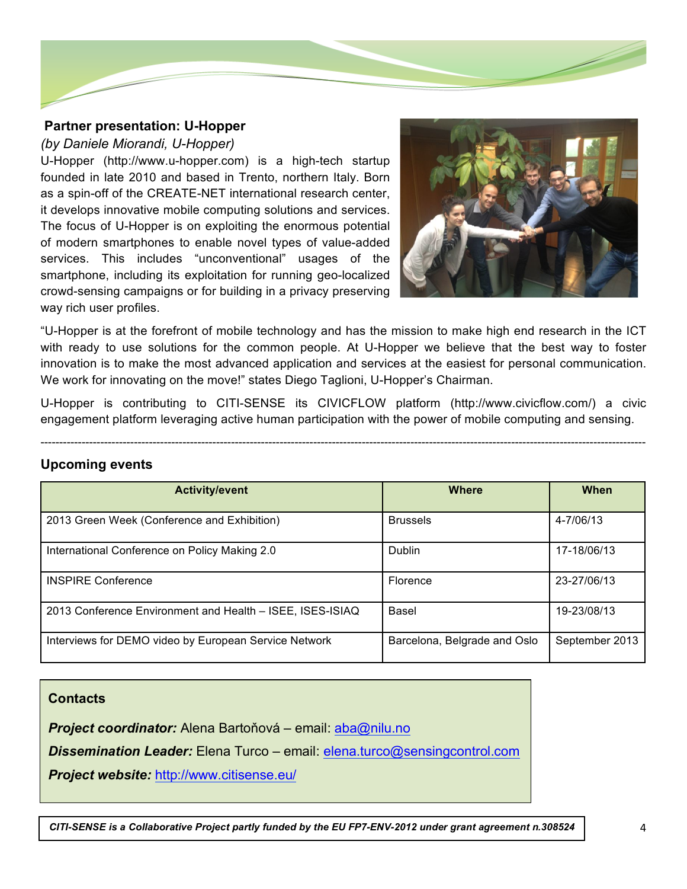**Partner presentation: U-Hopper**

*(by Daniele Miorandi, U-Hopper)*

U-Hopper (http://www.u-hopper.com) is a high-tech startup founded in late 2010 and based in Trento, northern Italy. Born as a spin-off of the CREATE-NET international research center, it develops innovative mobile computing solutions and services. The focus of U-Hopper is on exploiting the enormous potential of modern smartphones to enable novel types of value-added services. This includes "unconventional" usages of the smartphone, including its exploitation for running geo-localized crowd-sensing campaigns or for building in a privacy preserving way rich user profiles.

"U-Hopper is at the forefront of mobile technology and has the mission to make high end research in the ICT with ready to use solutions for the common people. At U-Hopper we believe that the best way to foster innovation is to make the most advanced application and services at the easiest for personal communication. We work for innovating on the move!" states Diego Taglioni, U-Hopper's Chairman.

U-Hopper is contributing to CITI-SENSE its CIVICFLOW platform (http://www.civicflow.com/) a civic engagement platform leveraging active human participation with the power of mobile computing and sensing.

---

## Upcoming events

| Activity/event | Where | When |
|---|---|---|
| 2013 Green Week (Conference and Exhibition) | Brussels | 4-7/06/13 |
| International Conference on Policy Making 2.0 | Dublin | 17-18/06/13 |
| INSPIRE Conference | Florence | 23-27/06/13 |
| 2013 Conference Environment and Health – ISEE, ISES-ISIAQ | Basel | 19-23/08/13 |
| Interviews for DEMO video by European Service Network | Barcelona, Belgrade and Oslo | September 2013 |

**Contacts**

***Project coordinator:*** Alena Bartoňová – email: aba@nilu.no

***Dissemination Leader:*** Elena Turco – email: elena.turco@sensingcontrol.com

***Project website:*** http://www.citisense.eu/

***CITI-SENSE is a Collaborative Project partly funded by the EU FP7-ENV-2012 under grant agreement n.308524***